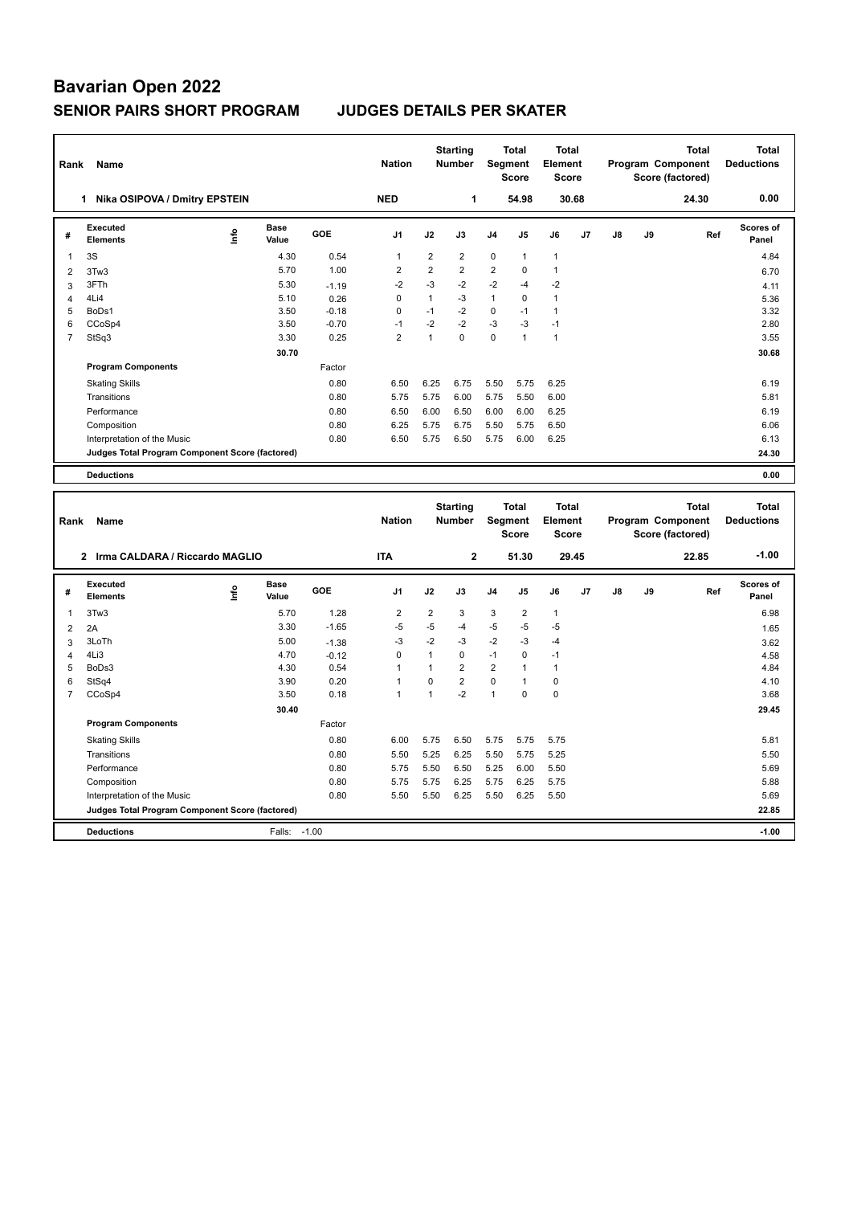# Bavarian Open 2022

## SENIOR PAIRS SHORT PROGRAM JUDGES DETAILS PER SKATER

| Rank | Name | Nation | Starting Number | Total Segment Score | Total Element Score | Total Program Component Score (factored) | Total Deductions |
|---|---|---|---|---|---|---|---|
| 1 | Nika OSIPOVA / Dmitry EPSTEIN | NED | 1 | 54.98 | 30.68 | 24.30 | 0.00 |

| # | Executed Elements | Info | Base Value | GOE | J1 | J2 | J3 | J4 | J5 | J6 | J7 | J8 | J9 | Ref | Scores of Panel |
|---|---|---|---|---|---|---|---|---|---|---|---|---|---|---|---|
| 1 | 3S | | 4.30 | 0.54 | 1 | 2 | 2 | 0 | 1 | 1 | | | | | 4.84 |
| 2 | 3Tw3 | | 5.70 | 1.00 | 2 | 2 | 2 | 2 | 0 | 1 | | | | | 6.70 |
| 3 | 3FTh | | 5.30 | -1.19 | -2 | -3 | -2 | -2 | -4 | -2 | | | | | 4.11 |
| 4 | 4Li4 | | 5.10 | 0.26 | 0 | 1 | -3 | 1 | 0 | 1 | | | | | 5.36 |
| 5 | BoDs1 | | 3.50 | -0.18 | 0 | -1 | -2 | 0 | -1 | 1 | | | | | 3.32 |
| 6 | CCoSp4 | | 3.50 | -0.70 | -1 | -2 | -2 | -3 | -3 | -1 | | | | | 2.80 |
| 7 | StSq3 | | 3.30 | 0.25 | 2 | 1 | 0 | 0 | 1 | 1 | | | | | 3.55 |
| | | | 30.70 | | | | | | | | | | | | 30.68 |
| | **Program Components** | | | Factor | | | | | | | | | | | |
| | Skating Skills | | | 0.80 | 6.50 | 6.25 | 6.75 | 5.50 | 5.75 | 6.25 | | | | | 6.19 |
| | Transitions | | | 0.80 | 5.75 | 5.75 | 6.00 | 5.75 | 5.50 | 6.00 | | | | | 5.81 |
| | Performance | | | 0.80 | 6.50 | 6.00 | 6.50 | 6.00 | 6.00 | 6.25 | | | | | 6.19 |
| | Composition | | | 0.80 | 6.25 | 5.75 | 6.75 | 5.50 | 5.75 | 6.50 | | | | | 6.06 |
| | Interpretation of the Music | | | 0.80 | 6.50 | 5.75 | 6.50 | 5.75 | 6.00 | 6.25 | | | | | 6.13 |
| | **Judges Total Program Component Score (factored)** | | | | | | | | | | | | | | 24.30 |
| | **Deductions** | | | | | | | | | | | | | | 0.00 |

| Rank | Name | Nation | Starting Number | Total Segment Score | Total Element Score | Total Program Component Score (factored) | Total Deductions |
|---|---|---|---|---|---|---|---|
| 2 | Irma CALDARA / Riccardo MAGLIO | ITA | 2 | 51.30 | 29.45 | 22.85 | -1.00 |

| # | Executed Elements | Info | Base Value | GOE | J1 | J2 | J3 | J4 | J5 | J6 | J7 | J8 | J9 | Ref | Scores of Panel |
|---|---|---|---|---|---|---|---|---|---|---|---|---|---|---|---|
| 1 | 3Tw3 | | 5.70 | 1.28 | 2 | 2 | 3 | 3 | 2 | 1 | | | | | 6.98 |
| 2 | 2A | | 3.30 | -1.65 | -5 | -5 | -4 | -5 | -5 | -5 | | | | | 1.65 |
| 3 | 3LoTh | | 5.00 | -1.38 | -3 | -2 | -3 | -2 | -3 | -4 | | | | | 3.62 |
| 4 | 4Li3 | | 4.70 | -0.12 | 0 | 1 | 0 | -1 | 0 | -1 | | | | | 4.58 |
| 5 | BoDs3 | | 4.30 | 0.54 | 1 | 1 | 2 | 2 | 1 | 1 | | | | | 4.84 |
| 6 | StSq4 | | 3.90 | 0.20 | 1 | 0 | 2 | 0 | 1 | 0 | | | | | 4.10 |
| 7 | CCoSp4 | | 3.50 | 0.18 | 1 | 1 | -2 | 1 | 0 | 0 | | | | | 3.68 |
| | | | 30.40 | | | | | | | | | | | | 29.45 |
| | **Program Components** | | | Factor | | | | | | | | | | | |
| | Skating Skills | | | 0.80 | 6.00 | 5.75 | 6.50 | 5.75 | 5.75 | 5.75 | | | | | 5.81 |
| | Transitions | | | 0.80 | 5.50 | 5.25 | 6.25 | 5.50 | 5.75 | 5.25 | | | | | 5.50 |
| | Performance | | | 0.80 | 5.75 | 5.50 | 6.50 | 5.25 | 6.00 | 5.50 | | | | | 5.69 |
| | Composition | | | 0.80 | 5.75 | 5.75 | 6.25 | 5.75 | 6.25 | 5.75 | | | | | 5.88 |
| | Interpretation of the Music | | | 0.80 | 5.50 | 5.50 | 6.25 | 5.50 | 6.25 | 5.50 | | | | | 5.69 |
| | **Judges Total Program Component Score (factored)** | | | | | | | | | | | | | | 22.85 |
| | **Deductions** | Falls: | -1.00 | | | | | | | | | | | | -1.00 |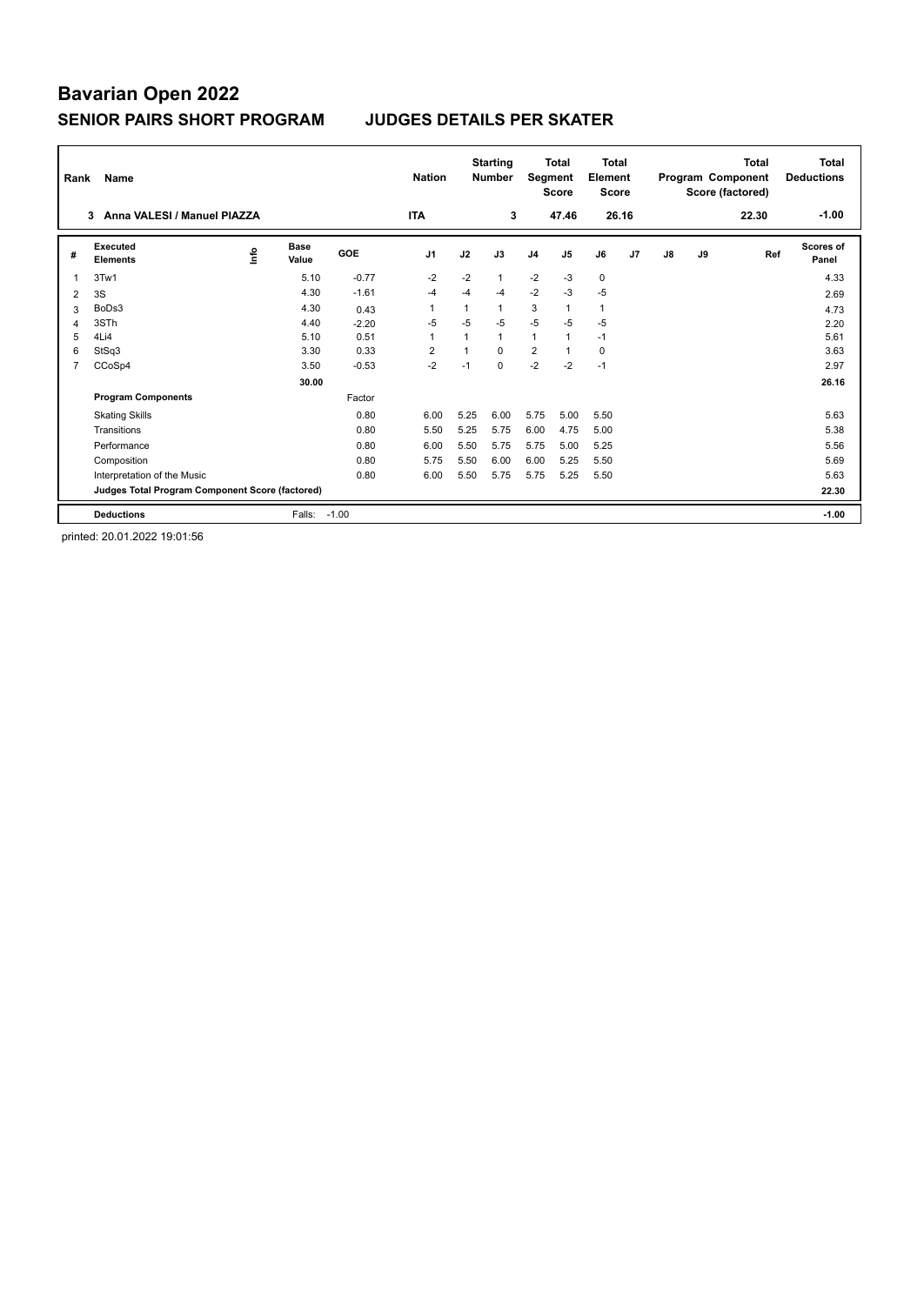# Bavarian Open 2022

## SENIOR PAIRS SHORT PROGRAM JUDGES DETAILS PER SKATER

| Rank | Name | Nation | Starting Number | Total Segment Score | Total Element Score | Total Program Component Score (factored) | Total Deductions |
|---|---|---|---|---|---|---|---|
| 3 | Anna VALESI / Manuel PIAZZA | ITA | 3 | 47.46 | 26.16 | 22.30 | -1.00 |

| # | Executed Elements | Info | Base Value | GOE | J1 | J2 | J3 | J4 | J5 | J6 | J7 | J8 | J9 | Ref | Scores of Panel |
|---|---|---|---|---|---|---|---|---|---|---|---|---|---|---|---|
| 1 | 3Tw1 | | 5.10 | -0.77 | -2 | -2 | 1 | -2 | -3 | 0 | | | | | 4.33 |
| 2 | 3S | | 4.30 | -1.61 | -4 | -4 | -4 | -2 | -3 | -5 | | | | | 2.69 |
| 3 | BoDs3 | | 4.30 | 0.43 | 1 | 1 | 1 | 3 | 1 | 1 | | | | | 4.73 |
| 4 | 3STh | | 4.40 | -2.20 | -5 | -5 | -5 | -5 | -5 | -5 | | | | | 2.20 |
| 5 | 4Li4 | | 5.10 | 0.51 | 1 | 1 | 1 | 1 | 1 | -1 | | | | | 5.61 |
| 6 | StSq3 | | 3.30 | 0.33 | 2 | 1 | 0 | 2 | 1 | 0 | | | | | 3.63 |
| 7 | CCoSp4 | | 3.50 | -0.53 | -2 | -1 | 0 | -2 | -2 | -1 | | | | | 2.97 |
| | | | 30.00 | | | | | | | | | | | | 26.16 |
| | **Program Components** | | | Factor | | | | | | | | | | | |
| | Skating Skills | | | 0.80 | 6.00 | 5.25 | 6.00 | 5.75 | 5.00 | 5.50 | | | | | 5.63 |
| | Transitions | | | 0.80 | 5.50 | 5.25 | 5.75 | 6.00 | 4.75 | 5.00 | | | | | 5.38 |
| | Performance | | | 0.80 | 6.00 | 5.50 | 5.75 | 5.75 | 5.00 | 5.25 | | | | | 5.56 |
| | Composition | | | 0.80 | 5.75 | 5.50 | 6.00 | 6.00 | 5.25 | 5.50 | | | | | 5.69 |
| | Interpretation of the Music | | | 0.80 | 6.00 | 5.50 | 5.75 | 5.75 | 5.25 | 5.50 | | | | | 5.63 |
| | **Judges Total Program Component Score (factored)** | | | | | | | | | | | | | | 22.30 |
| | **Deductions** | | Falls: | -1.00 | | | | | | | | | | | -1.00 |

printed: 20.01.2022 19:01:56